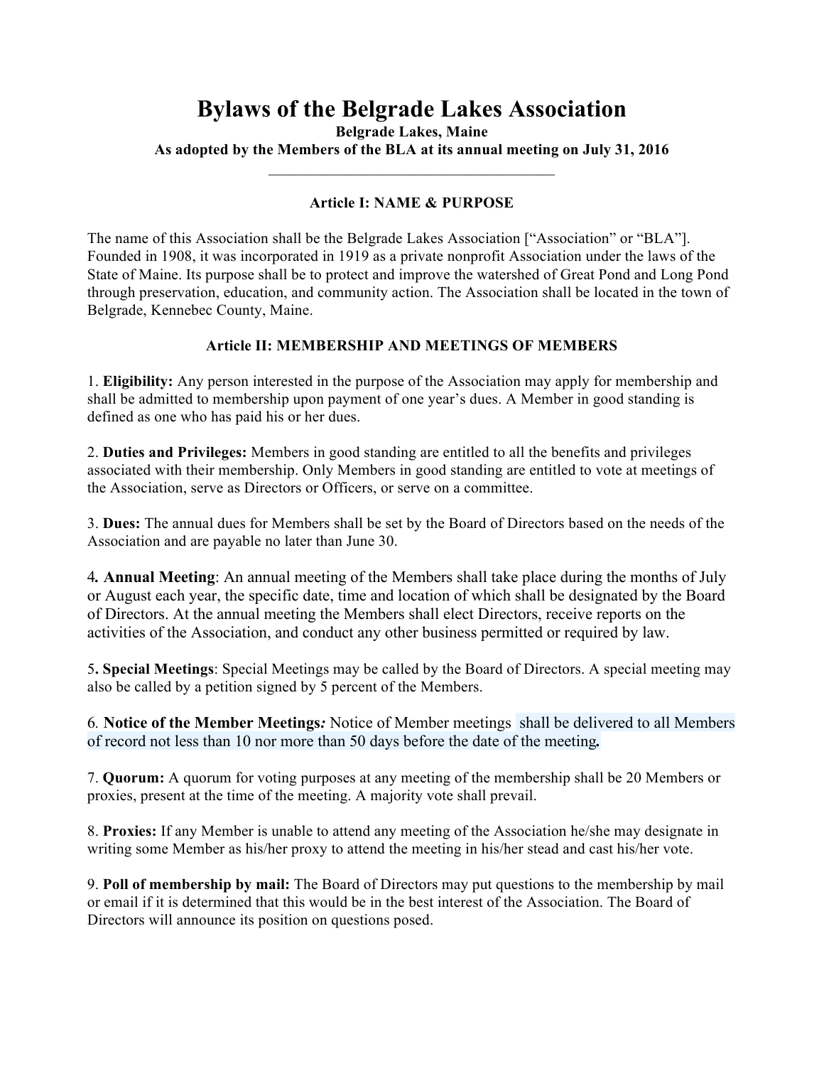# Bylaws of the Belgrade Lakes Association

**Belgrade Lakes, Maine**

**As adopted by the Members of the BLA at its annual meeting on July 31, 2016**

---

## Article I: NAME & PURPOSE

The name of this Association shall be the Belgrade Lakes Association [“Association” or “BLA”]. Founded in 1908, it was incorporated in 1919 as a private nonprofit Association under the laws of the State of Maine. Its purpose shall be to protect and improve the watershed of Great Pond and Long Pond through preservation, education, and community action. The Association shall be located in the town of Belgrade, Kennebec County, Maine.

## Article II: MEMBERSHIP AND MEETINGS OF MEMBERS

1. **Eligibility:** Any person interested in the purpose of the Association may apply for membership and shall be admitted to membership upon payment of one year’s dues. A Member in good standing is defined as one who has paid his or her dues.

2. **Duties and Privileges:** Members in good standing are entitled to all the benefits and privileges associated with their membership. Only Members in good standing are entitled to vote at meetings of the Association, serve as Directors or Officers, or serve on a committee.

3. **Dues:** The annual dues for Members shall be set by the Board of Directors based on the needs of the Association and are payable no later than June 30.

4. **Annual Meeting**: An annual meeting of the Members shall take place during the months of July or August each year, the specific date, time and location of which shall be designated by the Board of Directors. At the annual meeting the Members shall elect Directors, receive reports on the activities of the Association, and conduct any other business permitted or required by law.

5. **Special Meetings**: Special Meetings may be called by the Board of Directors. A special meeting may also be called by a petition signed by 5 percent of the Members.

6. **Notice of the Member Meetings*:*** Notice of Member meetings shall be delivered to all Members of record not less than 10 nor more than 50 days before the date of the meeting**.**

7. **Quorum:** A quorum for voting purposes at any meeting of the membership shall be 20 Members or proxies, present at the time of the meeting. A majority vote shall prevail.

8. **Proxies:** If any Member is unable to attend any meeting of the Association he/she may designate in writing some Member as his/her proxy to attend the meeting in his/her stead and cast his/her vote.

9. **Poll of membership by mail:** The Board of Directors may put questions to the membership by mail or email if it is determined that this would be in the best interest of the Association. The Board of Directors will announce its position on questions posed.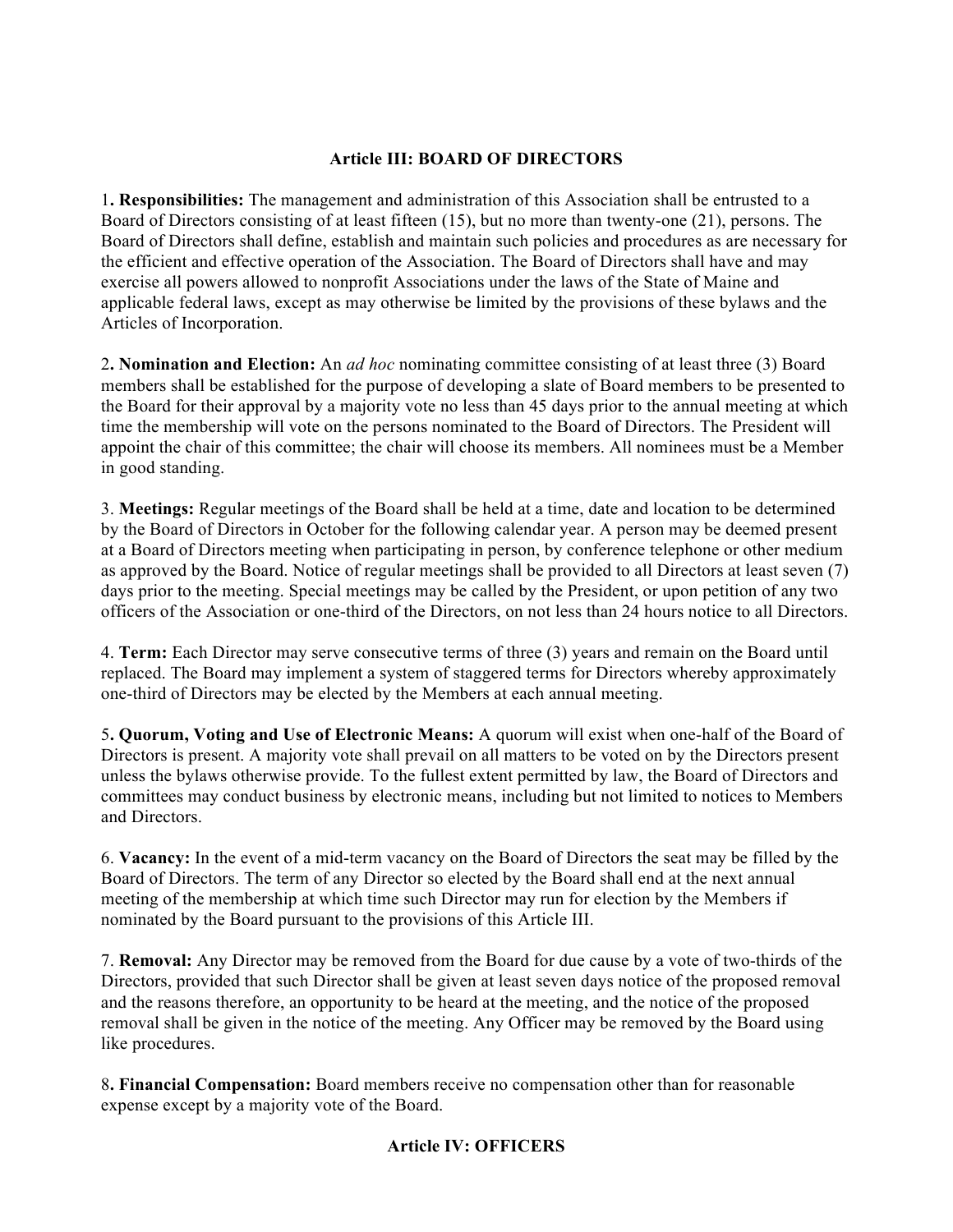## Article III: BOARD OF DIRECTORS

1**. Responsibilities:** The management and administration of this Association shall be entrusted to a Board of Directors consisting of at least fifteen (15), but no more than twenty-one (21), persons. The Board of Directors shall define, establish and maintain such policies and procedures as are necessary for the efficient and effective operation of the Association. The Board of Directors shall have and may exercise all powers allowed to nonprofit Associations under the laws of the State of Maine and applicable federal laws, except as may otherwise be limited by the provisions of these bylaws and the Articles of Incorporation.

2**. Nomination and Election:** An *ad hoc* nominating committee consisting of at least three (3) Board members shall be established for the purpose of developing a slate of Board members to be presented to the Board for their approval by a majority vote no less than 45 days prior to the annual meeting at which time the membership will vote on the persons nominated to the Board of Directors. The President will appoint the chair of this committee; the chair will choose its members. All nominees must be a Member in good standing.

3. **Meetings:** Regular meetings of the Board shall be held at a time, date and location to be determined by the Board of Directors in October for the following calendar year. A person may be deemed present at a Board of Directors meeting when participating in person, by conference telephone or other medium as approved by the Board. Notice of regular meetings shall be provided to all Directors at least seven (7) days prior to the meeting. Special meetings may be called by the President, or upon petition of any two officers of the Association or one-third of the Directors, on not less than 24 hours notice to all Directors.

4. **Term:** Each Director may serve consecutive terms of three (3) years and remain on the Board until replaced. The Board may implement a system of staggered terms for Directors whereby approximately one-third of Directors may be elected by the Members at each annual meeting.

5**. Quorum, Voting and Use of Electronic Means:** A quorum will exist when one-half of the Board of Directors is present. A majority vote shall prevail on all matters to be voted on by the Directors present unless the bylaws otherwise provide. To the fullest extent permitted by law, the Board of Directors and committees may conduct business by electronic means, including but not limited to notices to Members and Directors.

6. **Vacancy:** In the event of a mid-term vacancy on the Board of Directors the seat may be filled by the Board of Directors. The term of any Director so elected by the Board shall end at the next annual meeting of the membership at which time such Director may run for election by the Members if nominated by the Board pursuant to the provisions of this Article III.

7. **Removal:** Any Director may be removed from the Board for due cause by a vote of two-thirds of the Directors, provided that such Director shall be given at least seven days notice of the proposed removal and the reasons therefore, an opportunity to be heard at the meeting, and the notice of the proposed removal shall be given in the notice of the meeting. Any Officer may be removed by the Board using like procedures.

8**. Financial Compensation:** Board members receive no compensation other than for reasonable expense except by a majority vote of the Board.

## Article IV: OFFICERS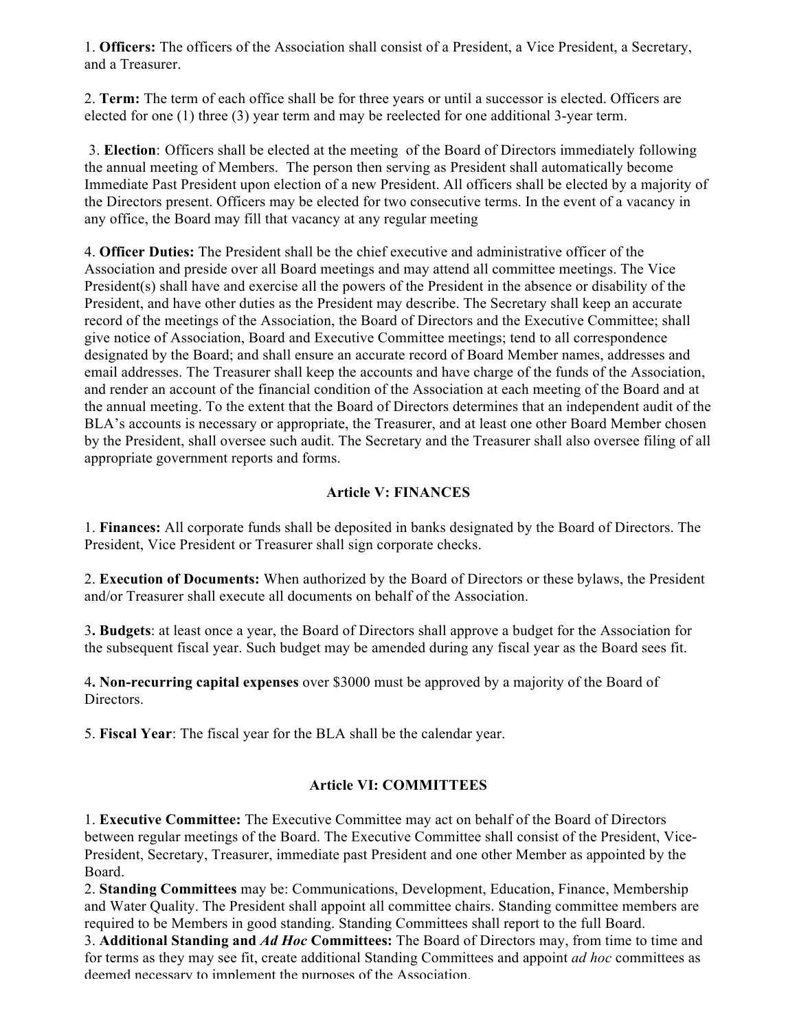1. **Officers:** The officers of the Association shall consist of a President, a Vice President, a Secretary, and a Treasurer.

2. **Term:** The term of each office shall be for three years or until a successor is elected. Officers are elected for one (1) three (3) year term and may be reelected for one additional 3-year term.

3. **Election**: Officers shall be elected at the meeting of the Board of Directors immediately following the annual meeting of Members. The person then serving as President shall automatically become Immediate Past President upon election of a new President. All officers shall be elected by a majority of the Directors present. Officers may be elected for two consecutive terms. In the event of a vacancy in any office, the Board may fill that vacancy at any regular meeting

4. **Officer Duties:** The President shall be the chief executive and administrative officer of the Association and preside over all Board meetings and may attend all committee meetings. The Vice President(s) shall have and exercise all the powers of the President in the absence or disability of the President, and have other duties as the President may describe. The Secretary shall keep an accurate record of the meetings of the Association, the Board of Directors and the Executive Committee; shall give notice of Association, Board and Executive Committee meetings; tend to all correspondence designated by the Board; and shall ensure an accurate record of Board Member names, addresses and email addresses. The Treasurer shall keep the accounts and have charge of the funds of the Association, and render an account of the financial condition of the Association at each meeting of the Board and at the annual meeting. To the extent that the Board of Directors determines that an independent audit of the BLA's accounts is necessary or appropriate, the Treasurer, and at least one other Board Member chosen by the President, shall oversee such audit. The Secretary and the Treasurer shall also oversee filing of all appropriate government reports and forms.

## Article V: FINANCES

1. **Finances:** All corporate funds shall be deposited in banks designated by the Board of Directors. The President, Vice President or Treasurer shall sign corporate checks.

2. **Execution of Documents:** When authorized by the Board of Directors or these bylaws, the President and/or Treasurer shall execute all documents on behalf of the Association.

3**. Budgets**: at least once a year, the Board of Directors shall approve a budget for the Association for the subsequent fiscal year. Such budget may be amended during any fiscal year as the Board sees fit.

4**. Non-recurring capital expenses** over $3000 must be approved by a majority of the Board of Directors.

5. **Fiscal Year**: The fiscal year for the BLA shall be the calendar year.

## Article VI: COMMITTEES

1. **Executive Committee:** The Executive Committee may act on behalf of the Board of Directors between regular meetings of the Board. The Executive Committee shall consist of the President, Vice-President, Secretary, Treasurer, immediate past President and one other Member as appointed by the Board.

2. **Standing Committees** may be: Communications, Development, Education, Finance, Membership and Water Quality. The President shall appoint all committee chairs. Standing committee members are required to be Members in good standing. Standing Committees shall report to the full Board.

3. **Additional Standing and *Ad Hoc* Committees:** The Board of Directors may, from time to time and for terms as they may see fit, create additional Standing Committees and appoint *ad hoc* committees as deemed necessary to implement the purposes of the Association.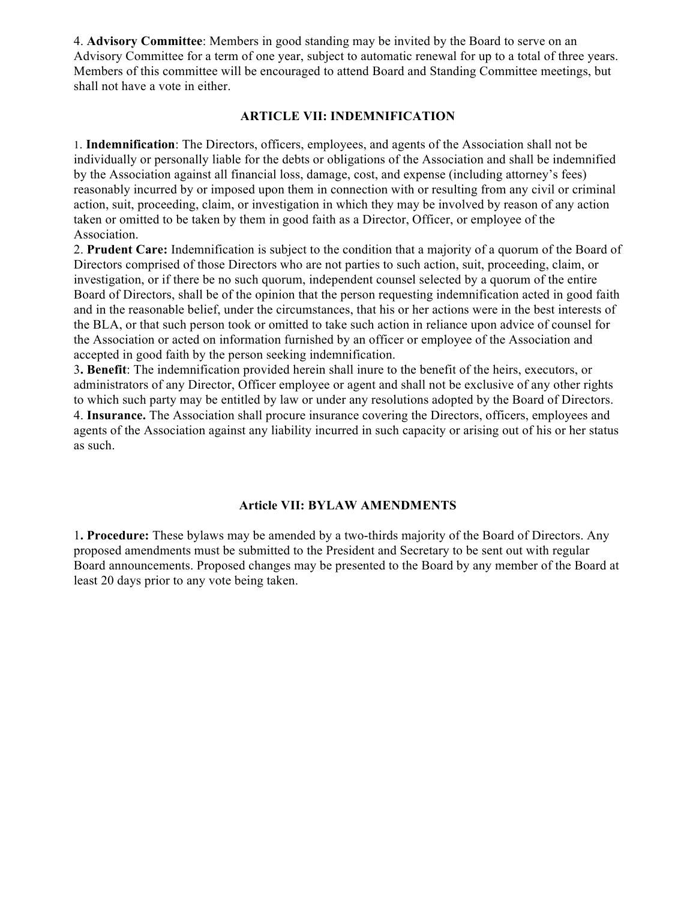4. **Advisory Committee**: Members in good standing may be invited by the Board to serve on an Advisory Committee for a term of one year, subject to automatic renewal for up to a total of three years. Members of this committee will be encouraged to attend Board and Standing Committee meetings, but shall not have a vote in either.

## ARTICLE VII: INDEMNIFICATION

1. **Indemnification**: The Directors, officers, employees, and agents of the Association shall not be individually or personally liable for the debts or obligations of the Association and shall be indemnified by the Association against all financial loss, damage, cost, and expense (including attorney's fees) reasonably incurred by or imposed upon them in connection with or resulting from any civil or criminal action, suit, proceeding, claim, or investigation in which they may be involved by reason of any action taken or omitted to be taken by them in good faith as a Director, Officer, or employee of the Association.
2. **Prudent Care:** Indemnification is subject to the condition that a majority of a quorum of the Board of Directors comprised of those Directors who are not parties to such action, suit, proceeding, claim, or investigation, or if there be no such quorum, independent counsel selected by a quorum of the entire Board of Directors, shall be of the opinion that the person requesting indemnification acted in good faith and in the reasonable belief, under the circumstances, that his or her actions were in the best interests of the BLA, or that such person took or omitted to take such action in reliance upon advice of counsel for the Association or acted on information furnished by an officer or employee of the Association and accepted in good faith by the person seeking indemnification.
3. **Benefit**: The indemnification provided herein shall inure to the benefit of the heirs, executors, or administrators of any Director, Officer employee or agent and shall not be exclusive of any other rights to which such party may be entitled by law or under any resolutions adopted by the Board of Directors.
4. **Insurance.** The Association shall procure insurance covering the Directors, officers, employees and agents of the Association against any liability incurred in such capacity or arising out of his or her status as such.

## Article VII: BYLAW AMENDMENTS

1. **Procedure:** These bylaws may be amended by a two-thirds majority of the Board of Directors. Any proposed amendments must be submitted to the President and Secretary to be sent out with regular Board announcements. Proposed changes may be presented to the Board by any member of the Board at least 20 days prior to any vote being taken.